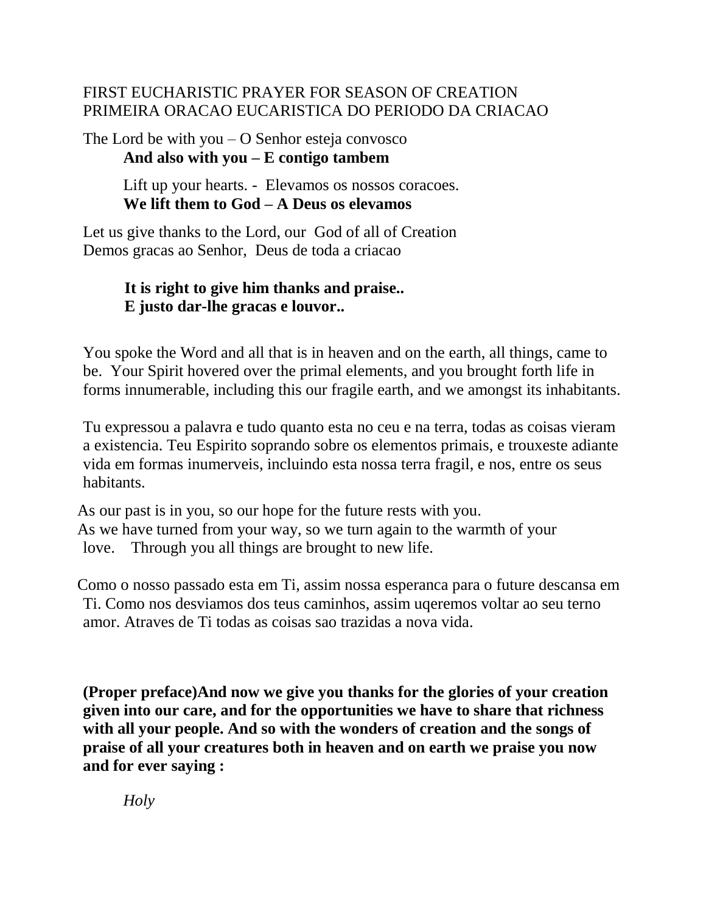# FIRST EUCHARISTIC PRAYER FOR SEASON OF CREATION
# PRIMEIRA ORACAO EUCARISTICA DO PERIODO DA CRIACAO

The Lord be with you – O Senhor esteja convosco
**And also with you – E contigo tambem**

Lift up your hearts. - Elevamos os nossos coracoes.
**We lift them to God – A Deus os elevamos**

Let us give thanks to the Lord, our God of all of Creation
Demos gracas ao Senhor, Deus de toda a criacao

**It is right to give him thanks and praise..**
**E justo dar-lhe gracas e louvor..**

You spoke the Word and all that is in heaven and on the earth, all things, came to be. Your Spirit hovered over the primal elements, and you brought forth life in forms innumerable, including this our fragile earth, and we amongst its inhabitants.

Tu expressou a palavra e tudo quanto esta no ceu e na terra, todas as coisas vieram a existencia. Teu Espirito soprando sobre os elementos primais, e trouxeste adiante vida em formas inumerveis, incluindo esta nossa terra fragil, e nos, entre os seus habitants.

As our past is in you, so our hope for the future rests with you.
As we have turned from your way, so we turn again to the warmth of your love. Through you all things are brought to new life.

Como o nosso passado esta em Ti, assim nossa esperanca para o future descansa em Ti. Como nos desviamos dos teus caminhos, assim uqeremos voltar ao seu terno amor. Atraves de Ti todas as coisas sao trazidas a nova vida.

**(Proper preface)And now we give you thanks for the glories of your creation given into our care, and for the opportunities we have to share that richness with all your people. And so with the wonders of creation and the songs of praise of all your creatures both in heaven and on earth we praise you now and for ever saying :**

*Holy*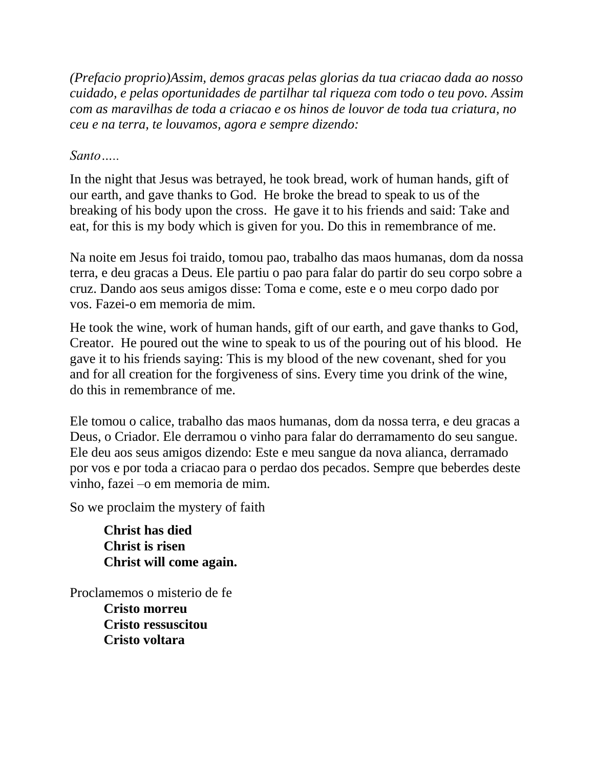*(Prefacio proprio)Assim, demos gracas pelas glorias da tua criacao dada ao nosso cuidado, e pelas oportunidades de partilhar tal riqueza com todo o teu povo. Assim com as maravilhas de toda a criacao e os hinos de louvor de toda tua criatura, no ceu e na terra, te louvamos, agora e sempre dizendo:*

*Santo…..*

In the night that Jesus was betrayed, he took bread, work of human hands, gift of our earth, and gave thanks to God. He broke the bread to speak to us of the breaking of his body upon the cross. He gave it to his friends and said: Take and eat, for this is my body which is given for you. Do this in remembrance of me.

Na noite em Jesus foi traido, tomou pao, trabalho das maos humanas, dom da nossa terra, e deu gracas a Deus. Ele partiu o pao para falar do partir do seu corpo sobre a cruz. Dando aos seus amigos disse: Toma e come, este e o meu corpo dado por vos. Fazei-o em memoria de mim.

He took the wine, work of human hands, gift of our earth, and gave thanks to God, Creator. He poured out the wine to speak to us of the pouring out of his blood. He gave it to his friends saying: This is my blood of the new covenant, shed for you and for all creation for the forgiveness of sins. Every time you drink of the wine, do this in remembrance of me.

Ele tomou o calice, trabalho das maos humanas, dom da nossa terra, e deu gracas a Deus, o Criador. Ele derramou o vinho para falar do derramamento do seu sangue. Ele deu aos seus amigos dizendo: Este e meu sangue da nova alianca, derramado por vos e por toda a criacao para o perdao dos pecados. Sempre que beberdes deste vinho, fazei –o em memoria de mim.

So we proclaim the mystery of faith

> **Christ has died**
> **Christ is risen**
> **Christ will come again.**

Proclamemos o misterio de fe

> **Cristo morreu**
> **Cristo ressuscitou**
> **Cristo voltara**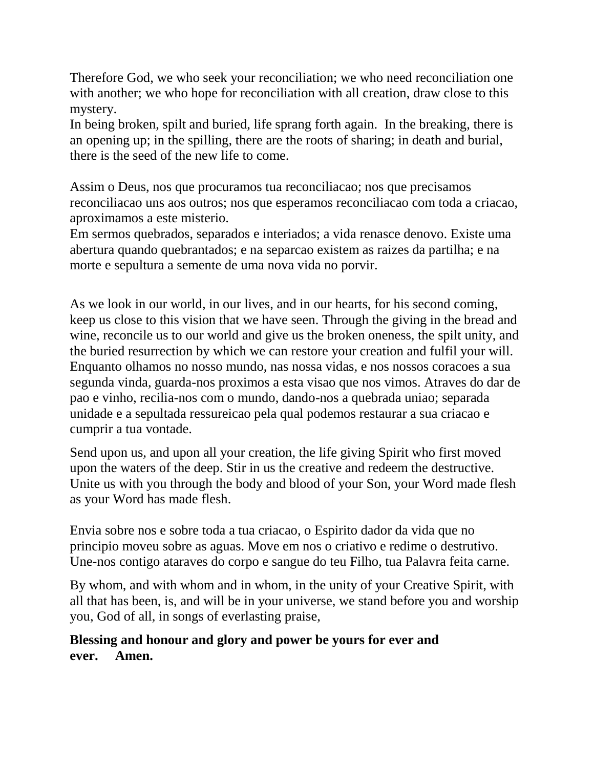Therefore God, we who seek your reconciliation; we who need reconciliation one with another; we who hope for reconciliation with all creation, draw close to this mystery.
In being broken, spilt and buried, life sprang forth again. In the breaking, there is an opening up; in the spilling, there are the roots of sharing; in death and burial, there is the seed of the new life to come.

Assim o Deus, nos que procuramos tua reconciliacao; nos que precisamos reconciliacao uns aos outros; nos que esperamos reconciliacao com toda a criacao, aproximamos a este misterio.
Em sermos quebrados, separados e interiados; a vida renasce denovo. Existe uma abertura quando quebrantados; e na separcao existem as raizes da partilha; e na morte e sepultura a semente de uma nova vida no porvir.

As we look in our world, in our lives, and in our hearts, for his second coming, keep us close to this vision that we have seen. Through the giving in the bread and wine, reconcile us to our world and give us the broken oneness, the spilt unity, and the buried resurrection by which we can restore your creation and fulfil your will.
Enquanto olhamos no nosso mundo, nas nossa vidas, e nos nossos coracoes a sua segunda vinda, guarda-nos proximos a esta visao que nos vimos. Atraves do dar de pao e vinho, recilia-nos com o mundo, dando-nos a quebrada uniao; separada unidade e a sepultada ressureicao pela qual podemos restaurar a sua criacao e cumprir a tua vontade.

Send upon us, and upon all your creation, the life giving Spirit who first moved upon the waters of the deep. Stir in us the creative and redeem the destructive. Unite us with you through the body and blood of your Son, your Word made flesh as your Word has made flesh.

Envia sobre nos e sobre toda a tua criacao, o Espirito dador da vida que no principio moveu sobre as aguas. Move em nos o criativo e redime o destrutivo. Une-nos contigo ataraves do corpo e sangue do teu Filho, tua Palavra feita carne.

By whom, and with whom and in whom, in the unity of your Creative Spirit, with all that has been, is, and will be in your universe, we stand before you and worship you, God of all, in songs of everlasting praise,

**Blessing and honour and glory and power be yours for ever and ever. Amen.**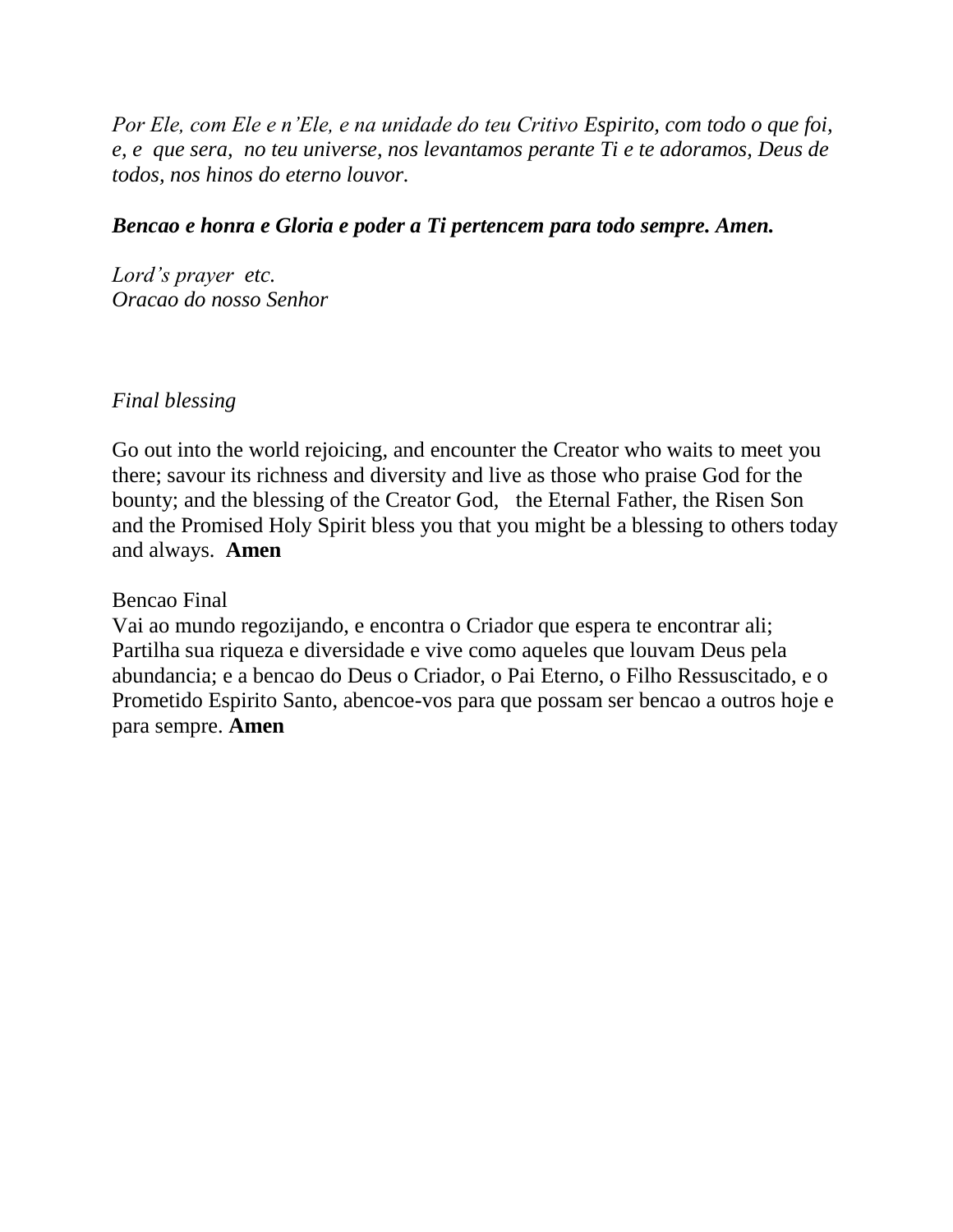*Por Ele, com Ele e n'Ele, e na unidade do teu Critivo Espirito, com todo o que foi, e, e que sera, no teu universe, nos levantamos perante Ti e te adoramos, Deus de todos, nos hinos do eterno louvor.*

***Bencao e honra e Gloria e poder a Ti pertencem para todo sempre. Amen.***

*Lord's prayer etc.*
*Oracao do nosso Senhor*

*Final blessing*

Go out into the world rejoicing, and encounter the Creator who waits to meet you there; savour its richness and diversity and live as those who praise God for the bounty; and the blessing of the Creator God, the Eternal Father, the Risen Son and the Promised Holy Spirit bless you that you might be a blessing to others today and always. **Amen**

Bencao Final
Vai ao mundo regozijando, e encontra o Criador que espera te encontrar ali; Partilha sua riqueza e diversidade e vive como aqueles que louvam Deus pela abundancia; e a bencao do Deus o Criador, o Pai Eterno, o Filho Ressuscitado, e o Prometido Espirito Santo, abencoe-vos para que possam ser bencao a outros hoje e para sempre. **Amen**